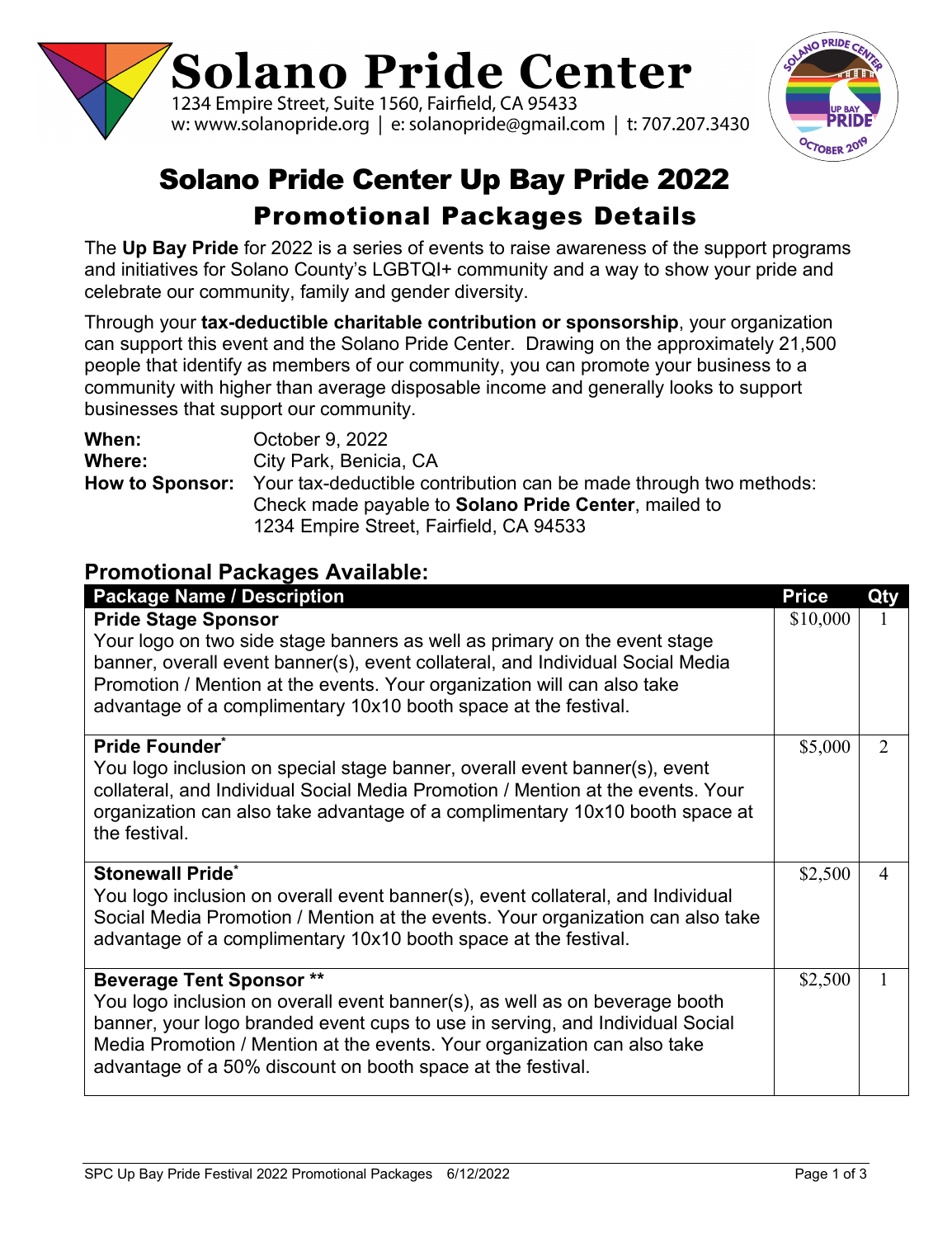# Solano Pride Center

1234 Empire Street, Suite 1560, Fairfield, CA 95433
w: www.solanopride.org | e: solanopride@gmail.com | t: 707.207.3430

# Solano Pride Center Up Bay Pride 2022

## Promotional Packages Details

The **Up Bay Pride** for 2022 is a series of events to raise awareness of the support programs and initiatives for Solano County's LGBTQI+ community and a way to show your pride and celebrate our community, family and gender diversity.

Through your **tax-deductible charitable contribution or sponsorship**, your organization can support this event and the Solano Pride Center. Drawing on the approximately 21,500 people that identify as members of our community, you can promote your business to a community with higher than average disposable income and generally looks to support businesses that support our community.

**When:** October 9, 2022
**Where:** City Park, Benicia, CA
**How to Sponsor:** Your tax-deductible contribution can be made through two methods: Check made payable to **Solano Pride Center**, mailed to 1234 Empire Street, Fairfield, CA 94533

### Promotional Packages Available:

| Package Name / Description | Price | Qty |
|---|---|---|
| **Pride Stage Sponsor** Your logo on two side stage banners as well as primary on the event stage banner, overall event banner(s), event collateral, and Individual Social Media Promotion / Mention at the events. Your organization will can also take advantage of a complimentary 10x10 booth space at the festival. | \$10,000 | 1 |
| **Pride Founder*** You logo inclusion on special stage banner, overall event banner(s), event collateral, and Individual Social Media Promotion / Mention at the events. Your organization can also take advantage of a complimentary 10x10 booth space at the festival. | \$5,000 | 2 |
| **Stonewall Pride*** You logo inclusion on overall event banner(s), event collateral, and Individual Social Media Promotion / Mention at the events. Your organization can also take advantage of a complimentary 10x10 booth space at the festival. | \$2,500 | 4 |
| **Beverage Tent Sponsor \*\*** You logo inclusion on overall event banner(s), as well as on beverage booth banner, your logo branded event cups to use in serving, and Individual Social Media Promotion / Mention at the events. Your organization can also take advantage of a 50% discount on booth space at the festival. | \$2,500 | 1 |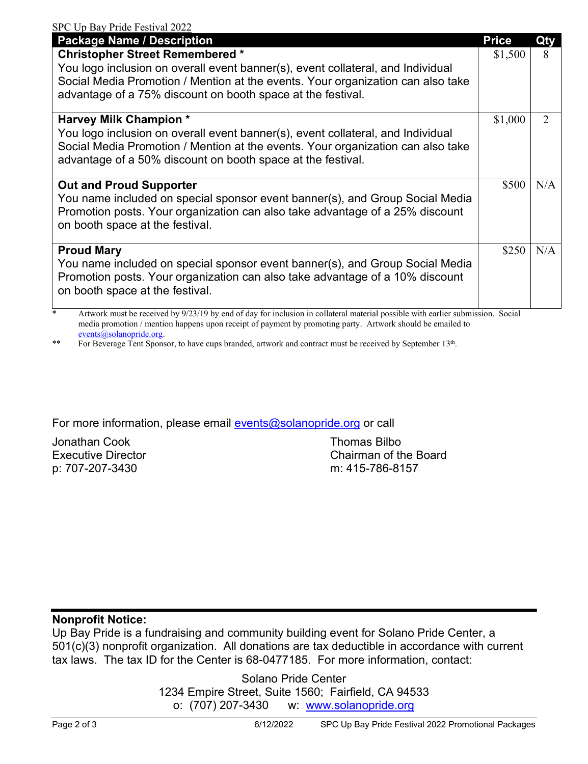SPC Up Bay Pride Festival 2022

| Package Name / Description | Price | Qty |
|---|---|---|
| **Christopher Street Remembered *** You logo inclusion on overall event banner(s), event collateral, and Individual Social Media Promotion / Mention at the events. Your organization can also take advantage of a 75% discount on booth space at the festival. | $1,500 | 8 |
| **Harvey Milk Champion *** You logo inclusion on overall event banner(s), event collateral, and Individual Social Media Promotion / Mention at the events. Your organization can also take advantage of a 50% discount on booth space at the festival. | $1,000 | 2 |
| **Out and Proud Supporter** You name included on special sponsor event banner(s), and Group Social Media Promotion posts. Your organization can also take advantage of a 25% discount on booth space at the festival. | $500 | N/A |
| **Proud Mary** You name included on special sponsor event banner(s), and Group Social Media Promotion posts. Your organization can also take advantage of a 10% discount on booth space at the festival. | $250 | N/A |

\* Artwork must be received by 9/23/19 by end of day for inclusion in collateral material possible with earlier submission. Social media promotion / mention happens upon receipt of payment by promoting party. Artwork should be emailed to events@solanopride.org.

** For Beverage Tent Sponsor, to have cups branded, artwork and contract must be received by September 13th.

For more information, please email events@solanopride.org or call

Jonathan Cook
Executive Director
p: 707-207-3430

Thomas Bilbo
Chairman of the Board
m: 415-786-8157

**Nonprofit Notice:**
Up Bay Pride is a fundraising and community building event for Solano Pride Center, a 501(c)(3) nonprofit organization. All donations are tax deductible in accordance with current tax laws. The tax ID for the Center is 68-0477185. For more information, contact:

Solano Pride Center
1234 Empire Street, Suite 1560; Fairfield, CA 94533
o: (707) 207-3430 w: www.solanopride.org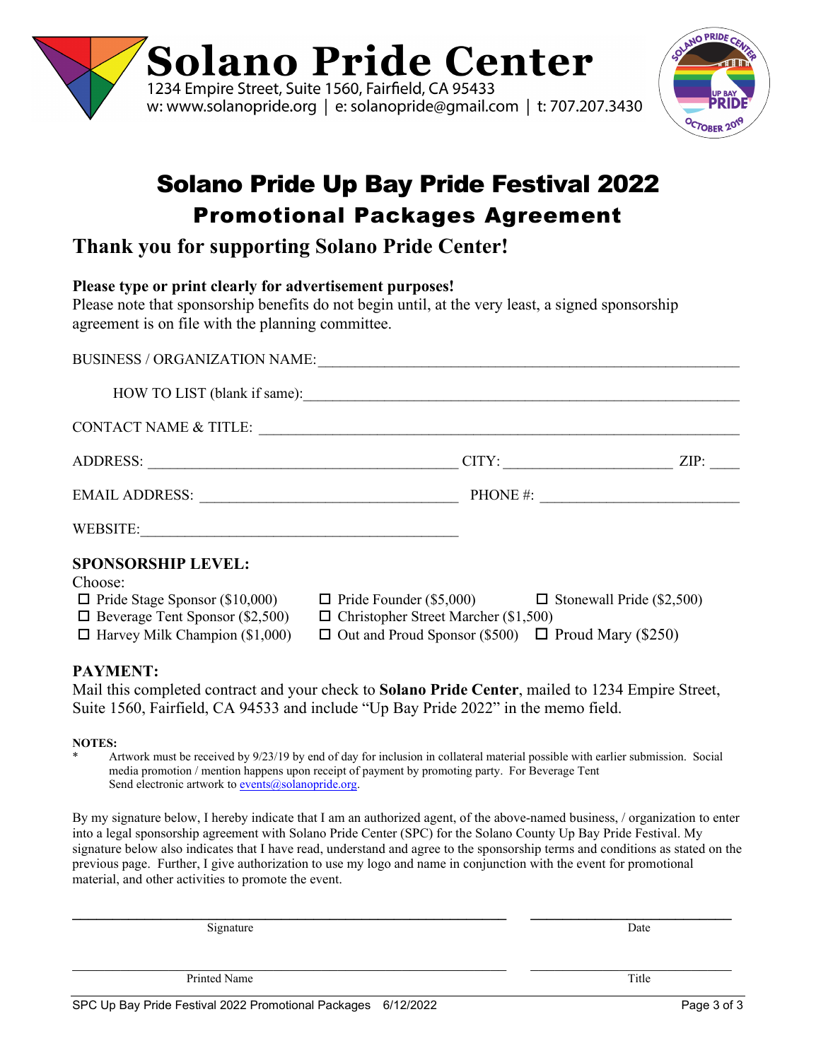# Solano Pride Center

1234 Empire Street, Suite 1560, Fairfield, CA 95433
w: www.solanopride.org | e: solanopride@gmail.com | t: 707.207.3430

# Solano Pride Up Bay Pride Festival 2022

## Promotional Packages Agreement

## Thank you for supporting Solano Pride Center!

**Please type or print clearly for advertisement purposes!**
Please note that sponsorship benefits do not begin until, at the very least, a signed sponsorship agreement is on file with the planning committee.

BUSINESS / ORGANIZATION NAME: ______________________________

HOW TO LIST (blank if same): ______________________________

CONTACT NAME & TITLE: ______________________________

ADDRESS: ______________________ CITY: ______________ ZIP: ____

EMAIL ADDRESS: ______________________ PHONE #: ______________

WEBSITE: ______________________

**SPONSORSHIP LEVEL:**

Choose:

- ☐ Pride Stage Sponsor ($10,000)
- ☐ Pride Founder ($5,000)
- ☐ Stonewall Pride ($2,500)
- ☐ Beverage Tent Sponsor ($2,500)
- ☐ Christopher Street Marcher ($1,500)
- ☐ Harvey Milk Champion ($1,000)
- ☐ Out and Proud Sponsor ($500)
- ☐ Proud Mary ($250)

**PAYMENT:**

Mail this completed contract and your check to **Solano Pride Center**, mailed to 1234 Empire Street, Suite 1560, Fairfield, CA 94533 and include “Up Bay Pride 2022” in the memo field.

**NOTES:**

* Artwork must be received by 9/23/19 by end of day for inclusion in collateral material possible with earlier submission. Social media promotion / mention happens upon receipt of payment by promoting party. For Beverage Tent Send electronic artwork to events@solanopride.org.

By my signature below, I hereby indicate that I am an authorized agent, of the above-named business, / organization to enter into a legal sponsorship agreement with Solano Pride Center (SPC) for the Solano County Up Bay Pride Festival. My signature below also indicates that I have read, understand and agree to the sponsorship terms and conditions as stated on the previous page. Further, I give authorization to use my logo and name in conjunction with the event for promotional material, and other activities to promote the event.

______________________________ ______________
Signature Date

______________________________ ______________
Printed Name Title